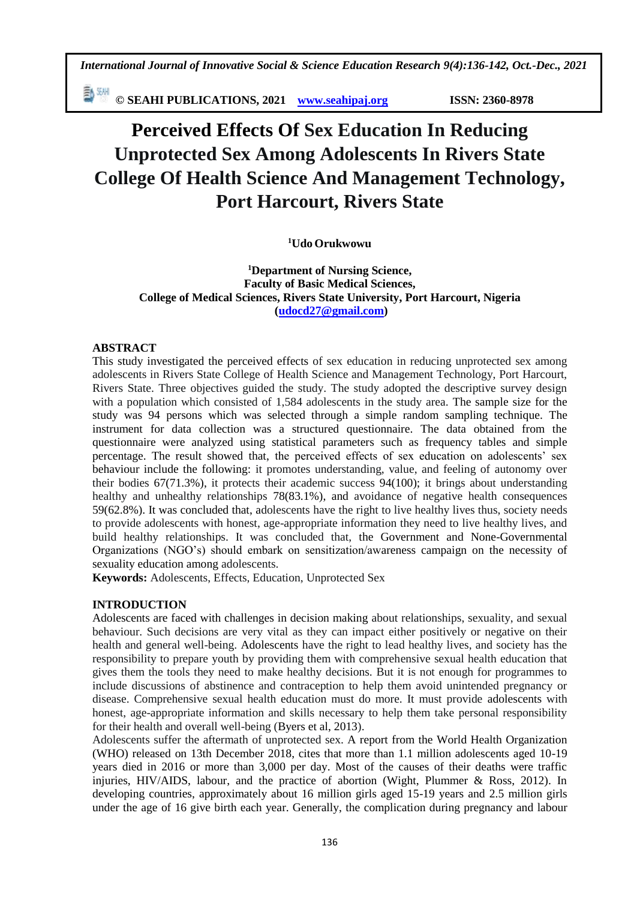# Perceived Effects Of Sex Education In Reducing Unprotected Sex Among Adolescents In Rivers State College Of Health Science And Management Technology, Port Harcourt, Rivers State

**[1]Udo Orukwowu**

**[1]Department of Nursing Science,**
**Faculty of Basic Medical Sciences,**
**College of Medical Sciences, Rivers State University, Port Harcourt, Nigeria**
**(udocd27@gmail.com)**

## ABSTRACT

This study investigated the perceived effects of sex education in reducing unprotected sex among adolescents in Rivers State College of Health Science and Management Technology, Port Harcourt, Rivers State. Three objectives guided the study. The study adopted the descriptive survey design with a population which consisted of 1,584 adolescents in the study area. The sample size for the study was 94 persons which was selected through a simple random sampling technique. The instrument for data collection was a structured questionnaire. The data obtained from the questionnaire were analyzed using statistical parameters such as frequency tables and simple percentage. The result showed that, the perceived effects of sex education on adolescents' sex behaviour include the following: it promotes understanding, value, and feeling of autonomy over their bodies 67(71.3%), it protects their academic success 94(100); it brings about understanding healthy and unhealthy relationships 78(83.1%), and avoidance of negative health consequences 59(62.8%). It was concluded that, adolescents have the right to live healthy lives thus, society needs to provide adolescents with honest, age-appropriate information they need to live healthy lives, and build healthy relationships. It was concluded that, the Government and None-Governmental Organizations (NGO's) should embark on sensitization/awareness campaign on the necessity of sexuality education among adolescents.

**Keywords:** Adolescents, Effects, Education, Unprotected Sex

## INTRODUCTION

Adolescents are faced with challenges in decision making about relationships, sexuality, and sexual behaviour. Such decisions are very vital as they can impact either positively or negative on their health and general well-being. Adolescents have the right to lead healthy lives, and society has the responsibility to prepare youth by providing them with comprehensive sexual health education that gives them the tools they need to make healthy decisions. But it is not enough for programmes to include discussions of abstinence and contraception to help them avoid unintended pregnancy or disease. Comprehensive sexual health education must do more. It must provide adolescents with honest, age-appropriate information and skills necessary to help them take personal responsibility for their health and overall well-being (Byers et al, 2013).

Adolescents suffer the aftermath of unprotected sex. A report from the World Health Organization (WHO) released on 13th December 2018, cites that more than 1.1 million adolescents aged 10-19 years died in 2016 or more than 3,000 per day. Most of the causes of their deaths were traffic injuries, HIV/AIDS, labour, and the practice of abortion (Wight, Plummer & Ross, 2012). In developing countries, approximately about 16 million girls aged 15-19 years and 2.5 million girls under the age of 16 give birth each year. Generally, the complication during pregnancy and labour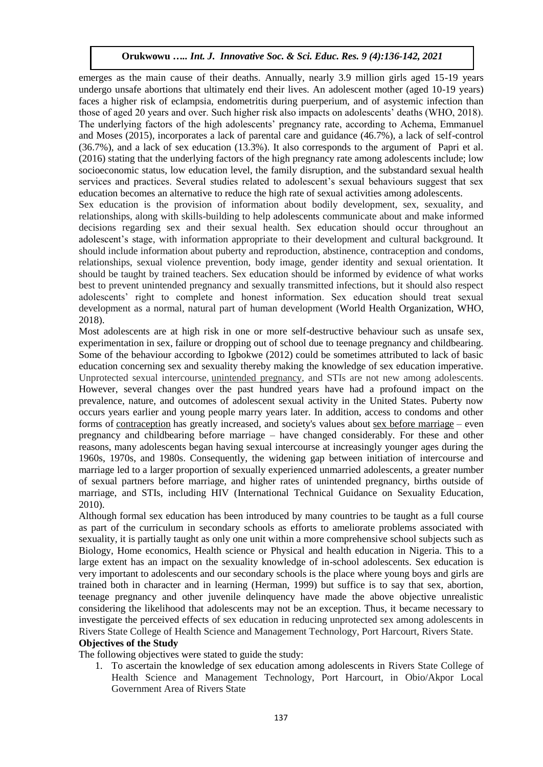emerges as the main cause of their deaths. Annually, nearly 3.9 million girls aged 15-19 years undergo unsafe abortions that ultimately end their lives. An adolescent mother (aged 10-19 years) faces a higher risk of eclampsia, endometritis during puerperium, and of asystemic infection than those of aged 20 years and over. Such higher risk also impacts on adolescents' deaths (WHO, 2018). The underlying factors of the high adolescents' pregnancy rate, according to Achema, Emmanuel and Moses (2015), incorporates a lack of parental care and guidance (46.7%), a lack of self-control (36.7%), and a lack of sex education (13.3%). It also corresponds to the argument of Papri et al. (2016) stating that the underlying factors of the high pregnancy rate among adolescents include; low socioeconomic status, low education level, the family disruption, and the substandard sexual health services and practices. Several studies related to adolescent's sexual behaviours suggest that sex education becomes an alternative to reduce the high rate of sexual activities among adolescents.

Sex education is the provision of information about bodily development, sex, sexuality, and relationships, along with skills-building to help adolescents communicate about and make informed decisions regarding sex and their sexual health. Sex education should occur throughout an adolescent's stage, with information appropriate to their development and cultural background. It should include information about puberty and reproduction, abstinence, contraception and condoms, relationships, sexual violence prevention, body image, gender identity and sexual orientation. It should be taught by trained teachers. Sex education should be informed by evidence of what works best to prevent unintended pregnancy and sexually transmitted infections, but it should also respect adolescents' right to complete and honest information. Sex education should treat sexual development as a normal, natural part of human development (World Health Organization, WHO, 2018).

Most adolescents are at high risk in one or more self-destructive behaviour such as unsafe sex, experimentation in sex, failure or dropping out of school due to teenage pregnancy and childbearing. Some of the behaviour according to Igbokwe (2012) could be sometimes attributed to lack of basic education concerning sex and sexuality thereby making the knowledge of sex education imperative. Unprotected sexual intercourse, unintended pregnancy, and STIs are not new among adolescents. However, several changes over the past hundred years have had a profound impact on the prevalence, nature, and outcomes of adolescent sexual activity in the United States. Puberty now occurs years earlier and young people marry years later. In addition, access to condoms and other forms of contraception has greatly increased, and society's values about sex before marriage – even pregnancy and childbearing before marriage – have changed considerably. For these and other reasons, many adolescents began having sexual intercourse at increasingly younger ages during the 1960s, 1970s, and 1980s. Consequently, the widening gap between initiation of intercourse and marriage led to a larger proportion of sexually experienced unmarried adolescents, a greater number of sexual partners before marriage, and higher rates of unintended pregnancy, births outside of marriage, and STIs, including HIV (International Technical Guidance on Sexuality Education, 2010).

Although formal sex education has been introduced by many countries to be taught as a full course as part of the curriculum in secondary schools as efforts to ameliorate problems associated with sexuality, it is partially taught as only one unit within a more comprehensive school subjects such as Biology, Home economics, Health science or Physical and health education in Nigeria. This to a large extent has an impact on the sexuality knowledge of in-school adolescents. Sex education is very important to adolescents and our secondary schools is the place where young boys and girls are trained both in character and in learning (Herman, 1999) but suffice is to say that sex, abortion, teenage pregnancy and other juvenile delinquency have made the above objective unrealistic considering the likelihood that adolescents may not be an exception. Thus, it became necessary to investigate the perceived effects of sex education in reducing unprotected sex among adolescents in Rivers State College of Health Science and Management Technology, Port Harcourt, Rivers State.

**Objectives of the Study**

The following objectives were stated to guide the study:

1. To ascertain the knowledge of sex education among adolescents in Rivers State College of Health Science and Management Technology, Port Harcourt, in Obio/Akpor Local Government Area of Rivers State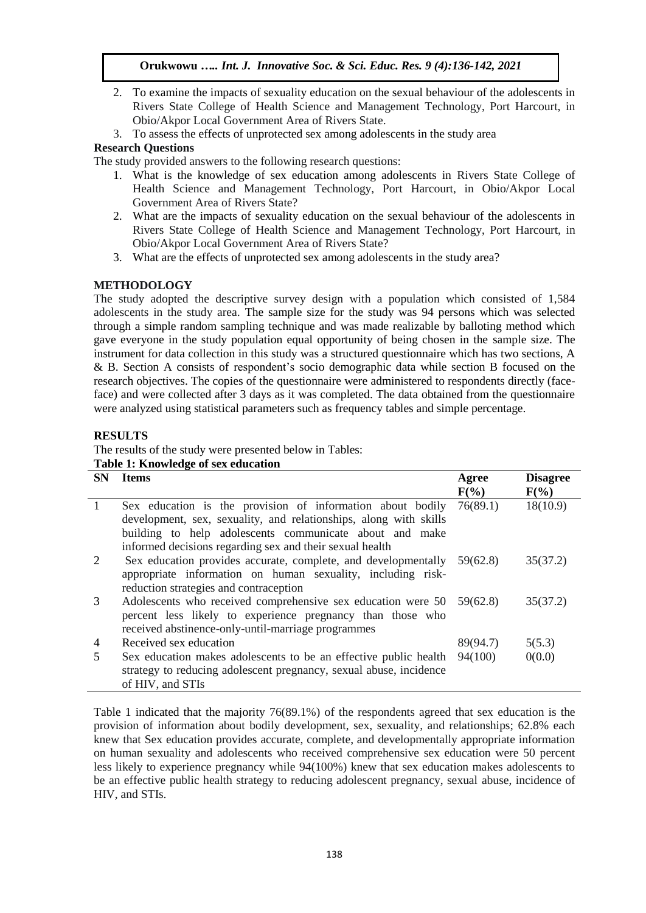2. To examine the impacts of sexuality education on the sexual behaviour of the adolescents in Rivers State College of Health Science and Management Technology, Port Harcourt, in Obio/Akpor Local Government Area of Rivers State.
3. To assess the effects of unprotected sex among adolescents in the study area

**Research Questions**

The study provided answers to the following research questions:

1. What is the knowledge of sex education among adolescents in Rivers State College of Health Science and Management Technology, Port Harcourt, in Obio/Akpor Local Government Area of Rivers State?
2. What are the impacts of sexuality education on the sexual behaviour of the adolescents in Rivers State College of Health Science and Management Technology, Port Harcourt, in Obio/Akpor Local Government Area of Rivers State?
3. What are the effects of unprotected sex among adolescents in the study area?

## METHODOLOGY

The study adopted the descriptive survey design with a population which consisted of 1,584 adolescents in the study area. The sample size for the study was 94 persons which was selected through a simple random sampling technique and was made realizable by balloting method which gave everyone in the study population equal opportunity of being chosen in the sample size. The instrument for data collection in this study was a structured questionnaire which has two sections, A & B. Section A consists of respondent's socio demographic data while section B focused on the research objectives. The copies of the questionnaire were administered to respondents directly (face-face) and were collected after 3 days as it was completed. The data obtained from the questionnaire were analyzed using statistical parameters such as frequency tables and simple percentage.

## RESULTS

The results of the study were presented below in Tables:

**Table 1: Knowledge of sex education**

| SN | Items | Agree F(%) | Disagree F(%) |
|---|---|---|---|
| 1 | Sex education is the provision of information about bodily development, sex, sexuality, and relationships, along with skills building to help adolescents communicate about and make informed decisions regarding sex and their sexual health | 76(89.1) | 18(10.9) |
| 2 | Sex education provides accurate, complete, and developmentally appropriate information on human sexuality, including risk-reduction strategies and contraception | 59(62.8) | 35(37.2) |
| 3 | Adolescents who received comprehensive sex education were 50 percent less likely to experience pregnancy than those who received abstinence-only-until-marriage programmes | 59(62.8) | 35(37.2) |
| 4 | Received sex education | 89(94.7) | 5(5.3) |
| 5 | Sex education makes adolescents to be an effective public health strategy to reducing adolescent pregnancy, sexual abuse, incidence of HIV, and STIs | 94(100) | 0(0.0) |

Table 1 indicated that the majority 76(89.1%) of the respondents agreed that sex education is the provision of information about bodily development, sex, sexuality, and relationships; 62.8% each knew that Sex education provides accurate, complete, and developmentally appropriate information on human sexuality and adolescents who received comprehensive sex education were 50 percent less likely to experience pregnancy while 94(100%) knew that sex education makes adolescents to be an effective public health strategy to reducing adolescent pregnancy, sexual abuse, incidence of HIV, and STIs.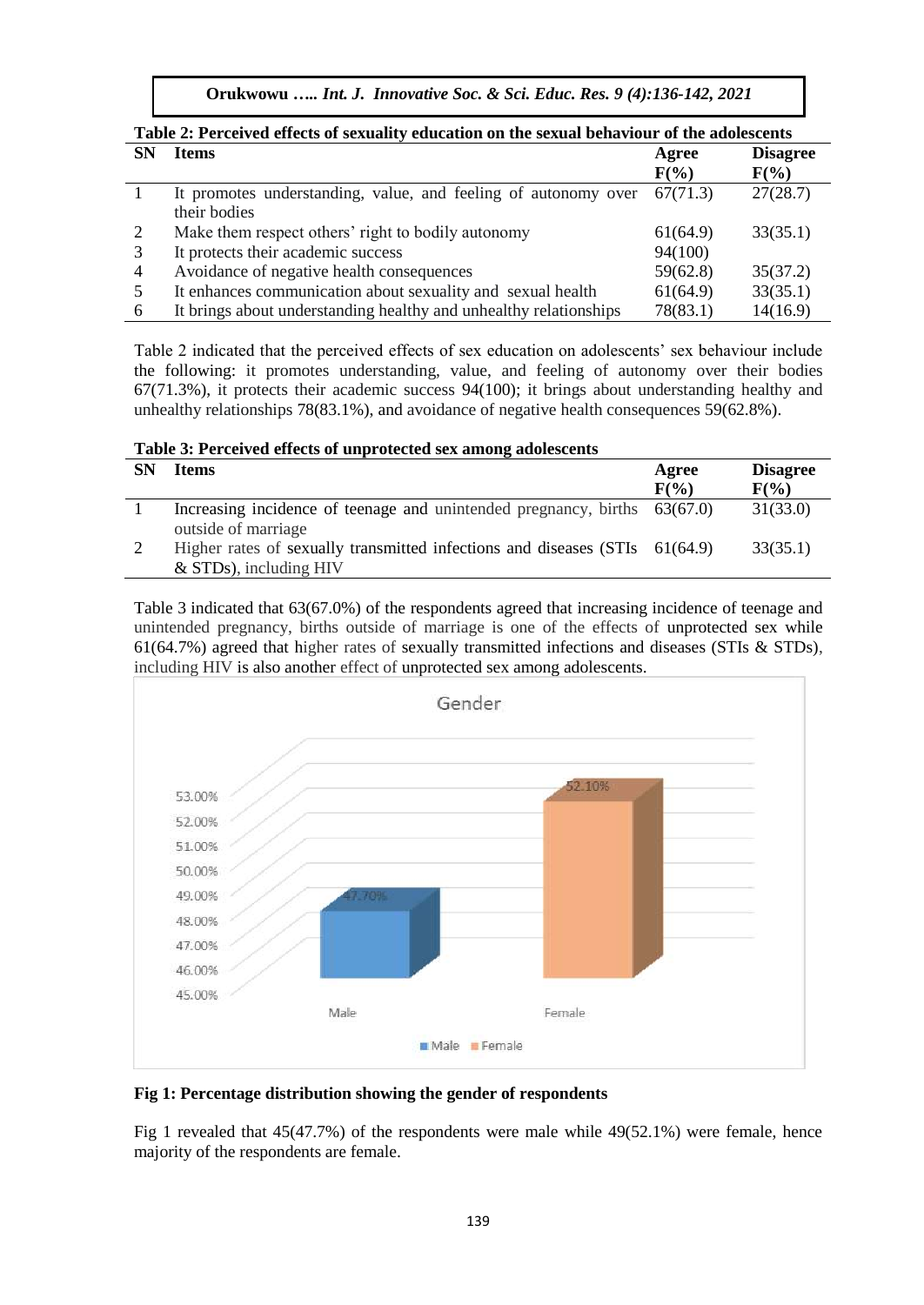**Table 2: Perceived effects of sexuality education on the sexual behaviour of the adolescents**

| SN | Items | Agree F(%) | Disagree F(%) |
|---|---|---|---|
| 1 | It promotes understanding, value, and feeling of autonomy over their bodies | 67(71.3) | 27(28.7) |
| 2 | Make them respect others' right to bodily autonomy | 61(64.9) | 33(35.1) |
| 3 | It protects their academic success | 94(100) | |
| 4 | Avoidance of negative health consequences | 59(62.8) | 35(37.2) |
| 5 | It enhances communication about sexuality and sexual health | 61(64.9) | 33(35.1) |
| 6 | It brings about understanding healthy and unhealthy relationships | 78(83.1) | 14(16.9) |

Table 2 indicated that the perceived effects of sex education on adolescents' sex behaviour include the following: it promotes understanding, value, and feeling of autonomy over their bodies 67(71.3%), it protects their academic success 94(100); it brings about understanding healthy and unhealthy relationships 78(83.1%), and avoidance of negative health consequences 59(62.8%).

**Table 3: Perceived effects of unprotected sex among adolescents**

| SN | Items | Agree F(%) | Disagree F(%) |
|---|---|---|---|
| 1 | Increasing incidence of teenage and unintended pregnancy, births outside of marriage | 63(67.0) | 31(33.0) |
| 2 | Higher rates of sexually transmitted infections and diseases (STIs & STDs), including HIV | 61(64.9) | 33(35.1) |

Table 3 indicated that 63(67.0%) of the respondents agreed that increasing incidence of teenage and unintended pregnancy, births outside of marriage is one of the effects of unprotected sex while 61(64.7%) agreed that higher rates of sexually transmitted infections and diseases (STIs & STDs), including HIV is also another effect of unprotected sex among adolescents.

**Fig 1: Percentage distribution showing the gender of respondents**

Fig 1 revealed that 45(47.7%) of the respondents were male while 49(52.1%) were female, hence majority of the respondents are female.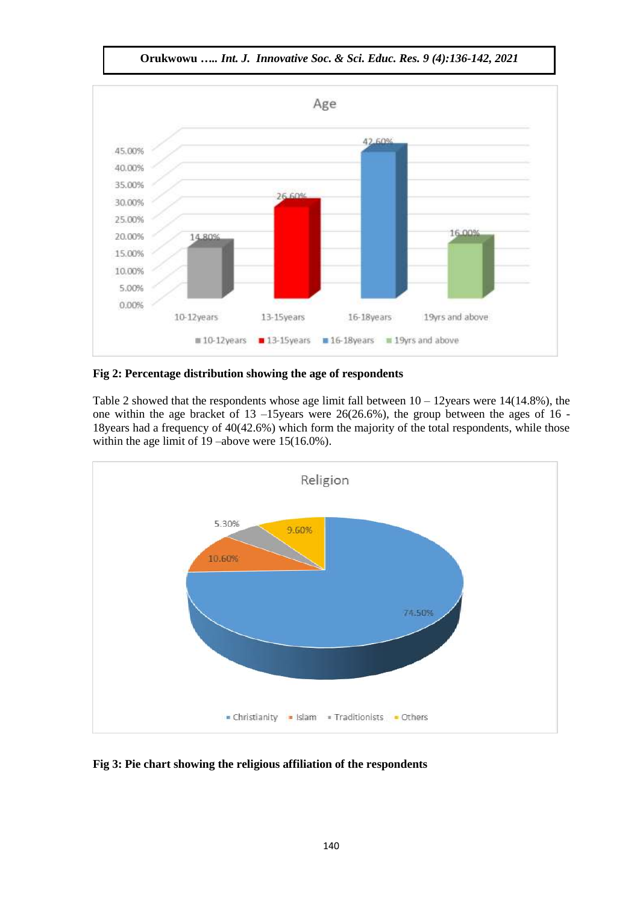**Fig 2: Percentage distribution showing the age of respondents**

Table 2 showed that the respondents whose age limit fall between 10 – 12years were 14(14.8%), the one within the age bracket of 13 –15years were 26(26.6%), the group between the ages of 16 - 18years had a frequency of 40(42.6%) which form the majority of the total respondents, while those within the age limit of 19 –above were 15(16.0%).

**Fig 3: Pie chart showing the religious affiliation of the respondents**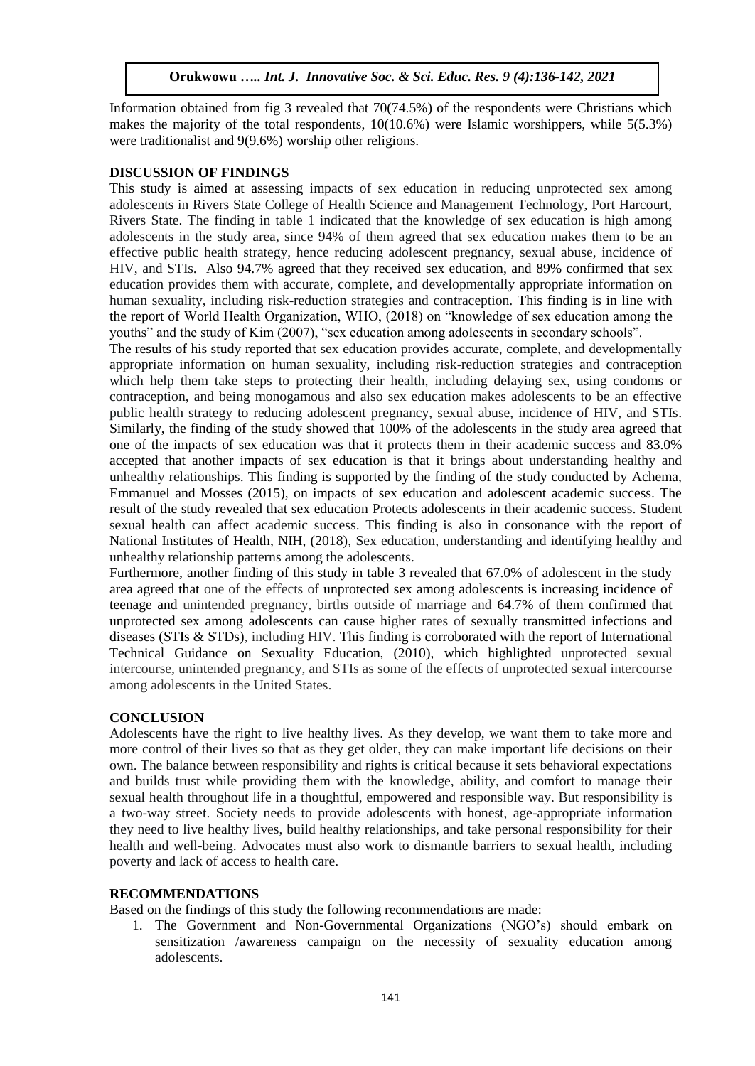Information obtained from fig 3 revealed that 70(74.5%) of the respondents were Christians which makes the majority of the total respondents, 10(10.6%) were Islamic worshippers, while 5(5.3%) were traditionalist and 9(9.6%) worship other religions.

## DISCUSSION OF FINDINGS

This study is aimed at assessing impacts of sex education in reducing unprotected sex among adolescents in Rivers State College of Health Science and Management Technology, Port Harcourt, Rivers State. The finding in table 1 indicated that the knowledge of sex education is high among adolescents in the study area, since 94% of them agreed that sex education makes them to be an effective public health strategy, hence reducing adolescent pregnancy, sexual abuse, incidence of HIV, and STIs. Also 94.7% agreed that they received sex education, and 89% confirmed that sex education provides them with accurate, complete, and developmentally appropriate information on human sexuality, including risk-reduction strategies and contraception. This finding is in line with the report of World Health Organization, WHO, (2018) on "knowledge of sex education among the youths" and the study of Kim (2007), "sex education among adolescents in secondary schools".

The results of his study reported that sex education provides accurate, complete, and developmentally appropriate information on human sexuality, including risk-reduction strategies and contraception which help them take steps to protecting their health, including delaying sex, using condoms or contraception, and being monogamous and also sex education makes adolescents to be an effective public health strategy to reducing adolescent pregnancy, sexual abuse, incidence of HIV, and STIs. Similarly, the finding of the study showed that 100% of the adolescents in the study area agreed that one of the impacts of sex education was that it protects them in their academic success and 83.0% accepted that another impacts of sex education is that it brings about understanding healthy and unhealthy relationships. This finding is supported by the finding of the study conducted by Achema, Emmanuel and Mosses (2015), on impacts of sex education and adolescent academic success. The result of the study revealed that sex education Protects adolescents in their academic success. Student sexual health can affect academic success. This finding is also in consonance with the report of National Institutes of Health, NIH, (2018), Sex education, understanding and identifying healthy and unhealthy relationship patterns among the adolescents.

Furthermore, another finding of this study in table 3 revealed that 67.0% of adolescent in the study area agreed that one of the effects of unprotected sex among adolescents is increasing incidence of teenage and unintended pregnancy, births outside of marriage and 64.7% of them confirmed that unprotected sex among adolescents can cause higher rates of sexually transmitted infections and diseases (STIs & STDs), including HIV. This finding is corroborated with the report of International Technical Guidance on Sexuality Education, (2010), which highlighted unprotected sexual intercourse, unintended pregnancy, and STIs as some of the effects of unprotected sexual intercourse among adolescents in the United States.

## CONCLUSION

Adolescents have the right to live healthy lives. As they develop, we want them to take more and more control of their lives so that as they get older, they can make important life decisions on their own. The balance between responsibility and rights is critical because it sets behavioral expectations and builds trust while providing them with the knowledge, ability, and comfort to manage their sexual health throughout life in a thoughtful, empowered and responsible way. But responsibility is a two-way street. Society needs to provide adolescents with honest, age-appropriate information they need to live healthy lives, build healthy relationships, and take personal responsibility for their health and well-being. Advocates must also work to dismantle barriers to sexual health, including poverty and lack of access to health care.

## RECOMMENDATIONS

Based on the findings of this study the following recommendations are made:

1. The Government and Non-Governmental Organizations (NGO's) should embark on sensitization /awareness campaign on the necessity of sexuality education among adolescents.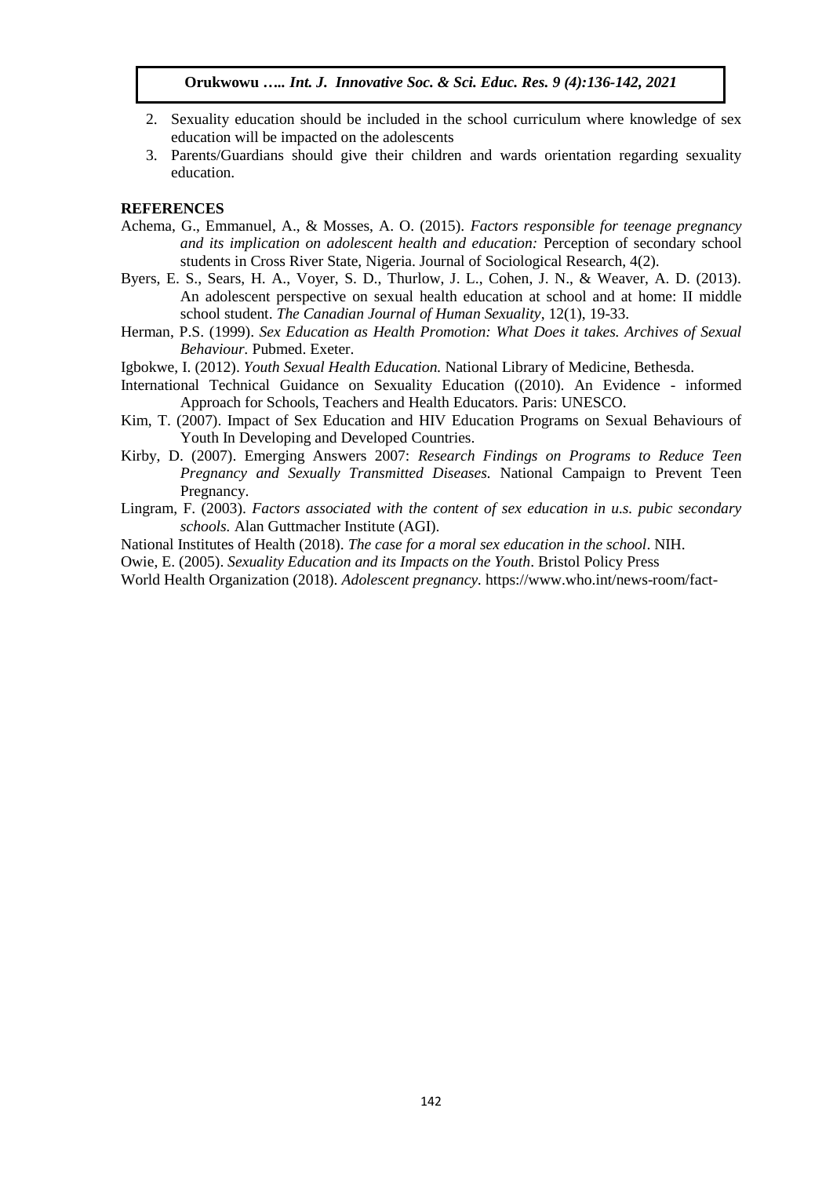2. Sexuality education should be included in the school curriculum where knowledge of sex education will be impacted on the adolescents
3. Parents/Guardians should give their children and wards orientation regarding sexuality education.

**REFERENCES**

Achema, G., Emmanuel, A., & Mosses, A. O. (2015). *Factors responsible for teenage pregnancy and its implication on adolescent health and education:* Perception of secondary school students in Cross River State, Nigeria. Journal of Sociological Research, 4(2).

Byers, E. S., Sears, H. A., Voyer, S. D., Thurlow, J. L., Cohen, J. N., & Weaver, A. D. (2013). An adolescent perspective on sexual health education at school and at home: II middle school student. *The Canadian Journal of Human Sexuality*, 12(1), 19-33.

Herman, P.S. (1999). *Sex Education as Health Promotion: What Does it takes. Archives of Sexual Behaviour.* Pubmed. Exeter.

Igbokwe, I. (2012). *Youth Sexual Health Education.* National Library of Medicine, Bethesda.

International Technical Guidance on Sexuality Education ((2010). An Evidence - informed Approach for Schools, Teachers and Health Educators. Paris: UNESCO.

Kim, T. (2007). Impact of Sex Education and HIV Education Programs on Sexual Behaviours of Youth In Developing and Developed Countries.

Kirby, D. (2007). Emerging Answers 2007: *Research Findings on Programs to Reduce Teen Pregnancy and Sexually Transmitted Diseases.* National Campaign to Prevent Teen Pregnancy.

Lingram, F. (2003). *Factors associated with the content of sex education in u.s. pubic secondary schools.* Alan Guttmacher Institute (AGI).

National Institutes of Health (2018). *The case for a moral sex education in the school*. NIH.

Owie, E. (2005). *Sexuality Education and its Impacts on the Youth*. Bristol Policy Press

World Health Organization (2018). *Adolescent pregnancy.* https://www.who.int/news-room/fact-